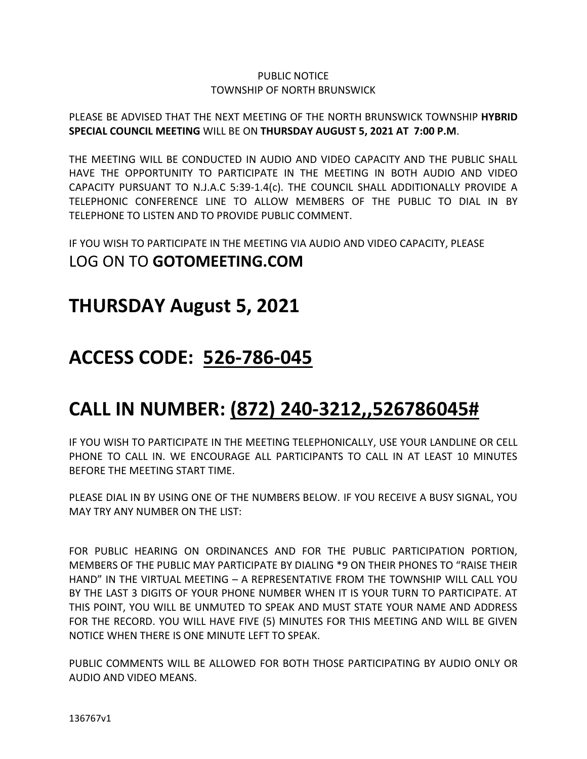PUBLIC NOTICE
TOWNSHIP OF NORTH BRUNSWICK

PLEASE BE ADVISED THAT THE NEXT MEETING OF THE NORTH BRUNSWICK TOWNSHIP **HYBRID SPECIAL COUNCIL MEETING** WILL BE ON **THURSDAY AUGUST 5, 2021 AT 7:00 P.M**.

THE MEETING WILL BE CONDUCTED IN AUDIO AND VIDEO CAPACITY AND THE PUBLIC SHALL HAVE THE OPPORTUNITY TO PARTICIPATE IN THE MEETING IN BOTH AUDIO AND VIDEO CAPACITY PURSUANT TO N.J.A.C 5:39-1.4(c). THE COUNCIL SHALL ADDITIONALLY PROVIDE A TELEPHONIC CONFERENCE LINE TO ALLOW MEMBERS OF THE PUBLIC TO DIAL IN BY TELEPHONE TO LISTEN AND TO PROVIDE PUBLIC COMMENT.

IF YOU WISH TO PARTICIPATE IN THE MEETING VIA AUDIO AND VIDEO CAPACITY, PLEASE
LOG ON TO **GOTOMEETING.COM**

# THURSDAY August 5, 2021

# ACCESS CODE: 526-786-045

# CALL IN NUMBER: (872) 240-3212,,526786045#

IF YOU WISH TO PARTICIPATE IN THE MEETING TELEPHONICALLY, USE YOUR LANDLINE OR CELL PHONE TO CALL IN. WE ENCOURAGE ALL PARTICIPANTS TO CALL IN AT LEAST 10 MINUTES BEFORE THE MEETING START TIME.

PLEASE DIAL IN BY USING ONE OF THE NUMBERS BELOW. IF YOU RECEIVE A BUSY SIGNAL, YOU MAY TRY ANY NUMBER ON THE LIST:

FOR PUBLIC HEARING ON ORDINANCES AND FOR THE PUBLIC PARTICIPATION PORTION, MEMBERS OF THE PUBLIC MAY PARTICIPATE BY DIALING *9 ON THEIR PHONES TO "RAISE THEIR HAND" IN THE VIRTUAL MEETING – A REPRESENTATIVE FROM THE TOWNSHIP WILL CALL YOU BY THE LAST 3 DIGITS OF YOUR PHONE NUMBER WHEN IT IS YOUR TURN TO PARTICIPATE. AT THIS POINT, YOU WILL BE UNMUTED TO SPEAK AND MUST STATE YOUR NAME AND ADDRESS FOR THE RECORD. YOU WILL HAVE FIVE (5) MINUTES FOR THIS MEETING AND WILL BE GIVEN NOTICE WHEN THERE IS ONE MINUTE LEFT TO SPEAK.

PUBLIC COMMENTS WILL BE ALLOWED FOR BOTH THOSE PARTICIPATING BY AUDIO ONLY OR AUDIO AND VIDEO MEANS.

136767v1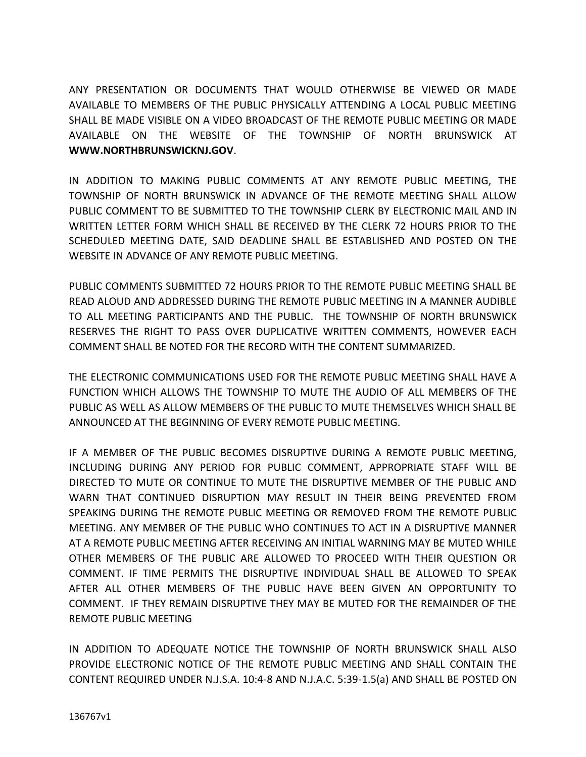ANY PRESENTATION OR DOCUMENTS THAT WOULD OTHERWISE BE VIEWED OR MADE AVAILABLE TO MEMBERS OF THE PUBLIC PHYSICALLY ATTENDING A LOCAL PUBLIC MEETING SHALL BE MADE VISIBLE ON A VIDEO BROADCAST OF THE REMOTE PUBLIC MEETING OR MADE AVAILABLE ON THE WEBSITE OF THE TOWNSHIP OF NORTH BRUNSWICK AT **WWW.NORTHBRUNSWICKNJ.GOV**.

IN ADDITION TO MAKING PUBLIC COMMENTS AT ANY REMOTE PUBLIC MEETING, THE TOWNSHIP OF NORTH BRUNSWICK IN ADVANCE OF THE REMOTE MEETING SHALL ALLOW PUBLIC COMMENT TO BE SUBMITTED TO THE TOWNSHIP CLERK BY ELECTRONIC MAIL AND IN WRITTEN LETTER FORM WHICH SHALL BE RECEIVED BY THE CLERK 72 HOURS PRIOR TO THE SCHEDULED MEETING DATE, SAID DEADLINE SHALL BE ESTABLISHED AND POSTED ON THE WEBSITE IN ADVANCE OF ANY REMOTE PUBLIC MEETING.

PUBLIC COMMENTS SUBMITTED 72 HOURS PRIOR TO THE REMOTE PUBLIC MEETING SHALL BE READ ALOUD AND ADDRESSED DURING THE REMOTE PUBLIC MEETING IN A MANNER AUDIBLE TO ALL MEETING PARTICIPANTS AND THE PUBLIC. THE TOWNSHIP OF NORTH BRUNSWICK RESERVES THE RIGHT TO PASS OVER DUPLICATIVE WRITTEN COMMENTS, HOWEVER EACH COMMENT SHALL BE NOTED FOR THE RECORD WITH THE CONTENT SUMMARIZED.

THE ELECTRONIC COMMUNICATIONS USED FOR THE REMOTE PUBLIC MEETING SHALL HAVE A FUNCTION WHICH ALLOWS THE TOWNSHIP TO MUTE THE AUDIO OF ALL MEMBERS OF THE PUBLIC AS WELL AS ALLOW MEMBERS OF THE PUBLIC TO MUTE THEMSELVES WHICH SHALL BE ANNOUNCED AT THE BEGINNING OF EVERY REMOTE PUBLIC MEETING.

IF A MEMBER OF THE PUBLIC BECOMES DISRUPTIVE DURING A REMOTE PUBLIC MEETING, INCLUDING DURING ANY PERIOD FOR PUBLIC COMMENT, APPROPRIATE STAFF WILL BE DIRECTED TO MUTE OR CONTINUE TO MUTE THE DISRUPTIVE MEMBER OF THE PUBLIC AND WARN THAT CONTINUED DISRUPTION MAY RESULT IN THEIR BEING PREVENTED FROM SPEAKING DURING THE REMOTE PUBLIC MEETING OR REMOVED FROM THE REMOTE PUBLIC MEETING. ANY MEMBER OF THE PUBLIC WHO CONTINUES TO ACT IN A DISRUPTIVE MANNER AT A REMOTE PUBLIC MEETING AFTER RECEIVING AN INITIAL WARNING MAY BE MUTED WHILE OTHER MEMBERS OF THE PUBLIC ARE ALLOWED TO PROCEED WITH THEIR QUESTION OR COMMENT. IF TIME PERMITS THE DISRUPTIVE INDIVIDUAL SHALL BE ALLOWED TO SPEAK AFTER ALL OTHER MEMBERS OF THE PUBLIC HAVE BEEN GIVEN AN OPPORTUNITY TO COMMENT. IF THEY REMAIN DISRUPTIVE THEY MAY BE MUTED FOR THE REMAINDER OF THE REMOTE PUBLIC MEETING

IN ADDITION TO ADEQUATE NOTICE THE TOWNSHIP OF NORTH BRUNSWICK SHALL ALSO PROVIDE ELECTRONIC NOTICE OF THE REMOTE PUBLIC MEETING AND SHALL CONTAIN THE CONTENT REQUIRED UNDER N.J.S.A. 10:4-8 AND N.J.A.C. 5:39-1.5(a) AND SHALL BE POSTED ON

136767v1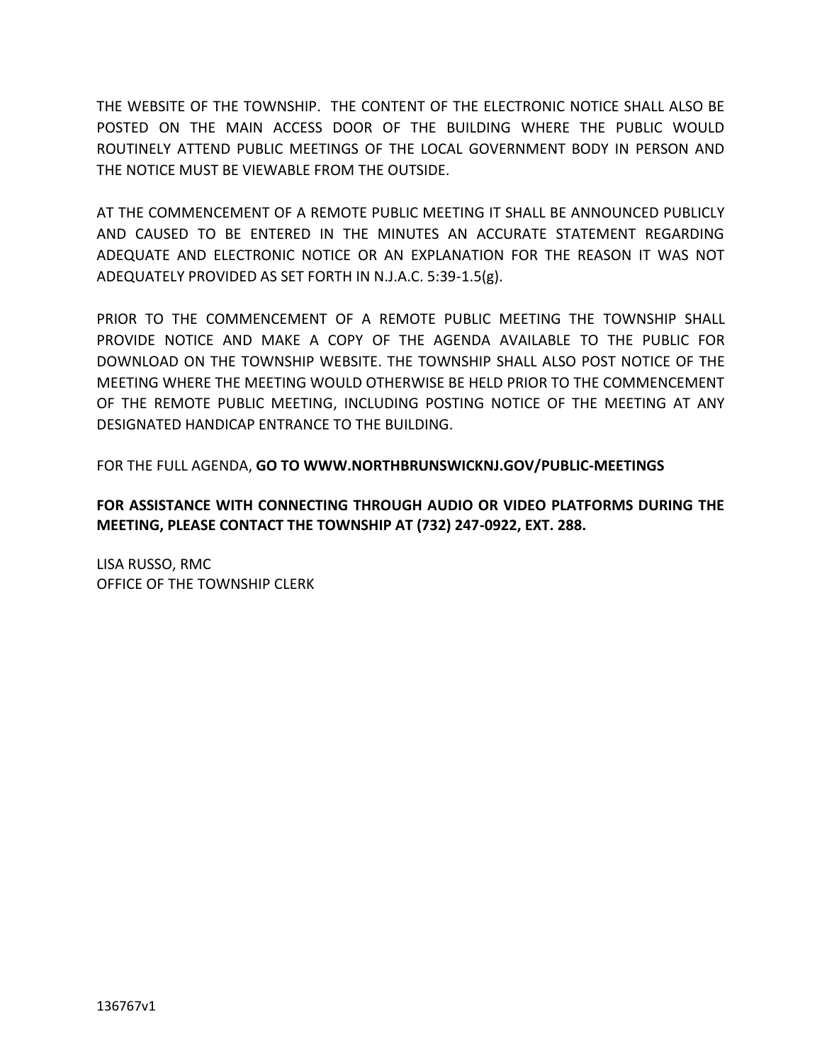THE WEBSITE OF THE TOWNSHIP. THE CONTENT OF THE ELECTRONIC NOTICE SHALL ALSO BE POSTED ON THE MAIN ACCESS DOOR OF THE BUILDING WHERE THE PUBLIC WOULD ROUTINELY ATTEND PUBLIC MEETINGS OF THE LOCAL GOVERNMENT BODY IN PERSON AND THE NOTICE MUST BE VIEWABLE FROM THE OUTSIDE.

AT THE COMMENCEMENT OF A REMOTE PUBLIC MEETING IT SHALL BE ANNOUNCED PUBLICLY AND CAUSED TO BE ENTERED IN THE MINUTES AN ACCURATE STATEMENT REGARDING ADEQUATE AND ELECTRONIC NOTICE OR AN EXPLANATION FOR THE REASON IT WAS NOT ADEQUATELY PROVIDED AS SET FORTH IN N.J.A.C. 5:39-1.5(g).

PRIOR TO THE COMMENCEMENT OF A REMOTE PUBLIC MEETING THE TOWNSHIP SHALL PROVIDE NOTICE AND MAKE A COPY OF THE AGENDA AVAILABLE TO THE PUBLIC FOR DOWNLOAD ON THE TOWNSHIP WEBSITE. THE TOWNSHIP SHALL ALSO POST NOTICE OF THE MEETING WHERE THE MEETING WOULD OTHERWISE BE HELD PRIOR TO THE COMMENCEMENT OF THE REMOTE PUBLIC MEETING, INCLUDING POSTING NOTICE OF THE MEETING AT ANY DESIGNATED HANDICAP ENTRANCE TO THE BUILDING.

FOR THE FULL AGENDA, **GO TO WWW.NORTHBRUNSWICKNJ.GOV/PUBLIC-MEETINGS**

**FOR ASSISTANCE WITH CONNECTING THROUGH AUDIO OR VIDEO PLATFORMS DURING THE MEETING, PLEASE CONTACT THE TOWNSHIP AT (732) 247-0922, EXT. 288.**

LISA RUSSO, RMC
OFFICE OF THE TOWNSHIP CLERK

136767v1